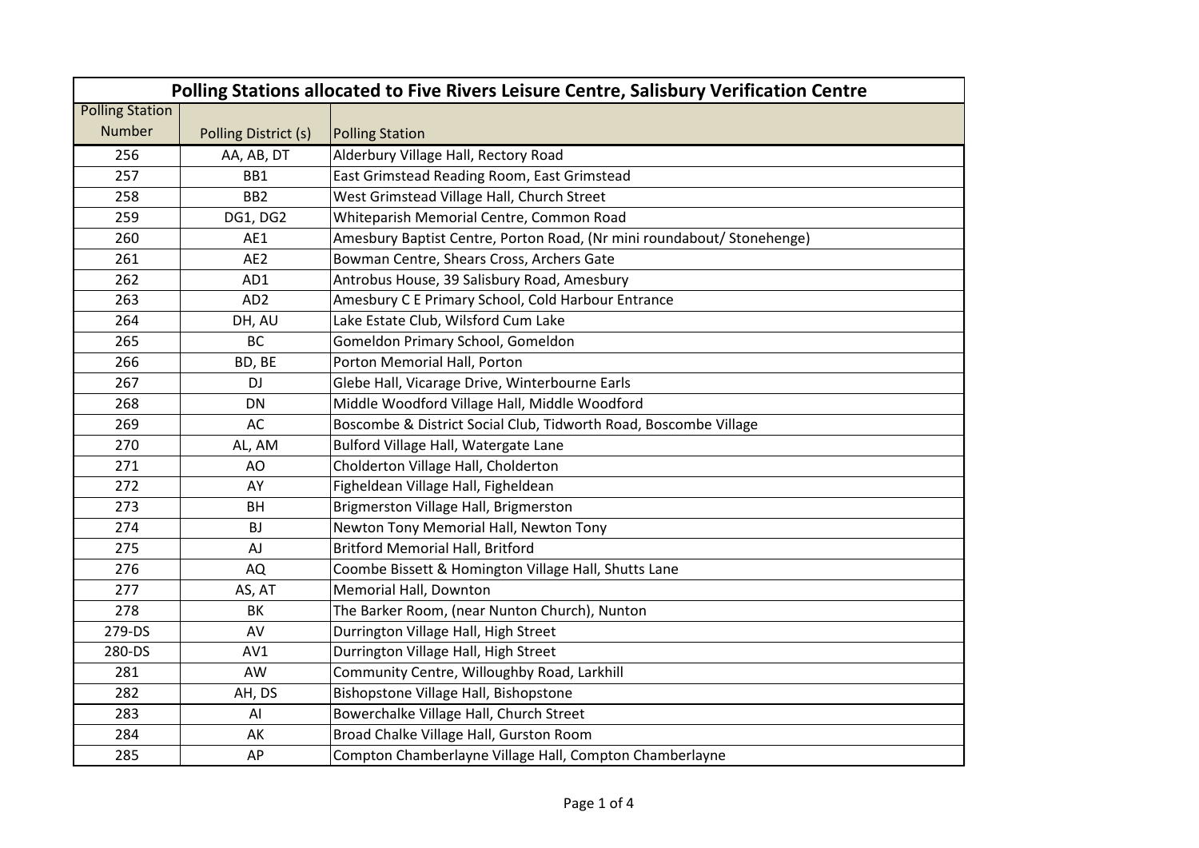## Polling Stations allocated to Five Rivers Leisure Centre, Salisbury Verification Centre

| Polling Station Number | Polling District (s) | Polling Station |
|---|---|---|
| 256 | AA, AB, DT | Alderbury Village Hall, Rectory Road |
| 257 | BB1 | East Grimstead Reading Room, East Grimstead |
| 258 | BB2 | West Grimstead Village Hall, Church Street |
| 259 | DG1, DG2 | Whiteparish Memorial Centre, Common Road |
| 260 | AE1 | Amesbury Baptist Centre, Porton Road, (Nr mini roundabout/ Stonehenge) |
| 261 | AE2 | Bowman Centre, Shears Cross, Archers Gate |
| 262 | AD1 | Antrobus House, 39 Salisbury Road, Amesbury |
| 263 | AD2 | Amesbury C E Primary School, Cold Harbour Entrance |
| 264 | DH, AU | Lake Estate Club, Wilsford Cum Lake |
| 265 | BC | Gomeldon Primary School, Gomeldon |
| 266 | BD, BE | Porton Memorial Hall, Porton |
| 267 | DJ | Glebe Hall, Vicarage Drive, Winterbourne Earls |
| 268 | DN | Middle Woodford Village Hall, Middle Woodford |
| 269 | AC | Boscombe & District Social Club, Tidworth Road, Boscombe Village |
| 270 | AL, AM | Bulford Village Hall, Watergate Lane |
| 271 | AO | Cholderton Village Hall, Cholderton |
| 272 | AY | Figheldean Village Hall, Figheldean |
| 273 | BH | Brigmerston Village Hall, Brigmerston |
| 274 | BJ | Newton Tony Memorial Hall, Newton Tony |
| 275 | AJ | Britford Memorial Hall, Britford |
| 276 | AQ | Coombe Bissett & Homington Village Hall, Shutts Lane |
| 277 | AS, AT | Memorial Hall, Downton |
| 278 | BK | The Barker Room, (near Nunton Church), Nunton |
| 279-DS | AV | Durrington Village Hall, High Street |
| 280-DS | AV1 | Durrington Village Hall, High Street |
| 281 | AW | Community Centre, Willoughby Road, Larkhill |
| 282 | AH, DS | Bishopstone Village Hall, Bishopstone |
| 283 | AI | Bowerchalke Village Hall, Church Street |
| 284 | AK | Broad Chalke Village Hall, Gurston Room |
| 285 | AP | Compton Chamberlayne Village Hall, Compton Chamberlayne |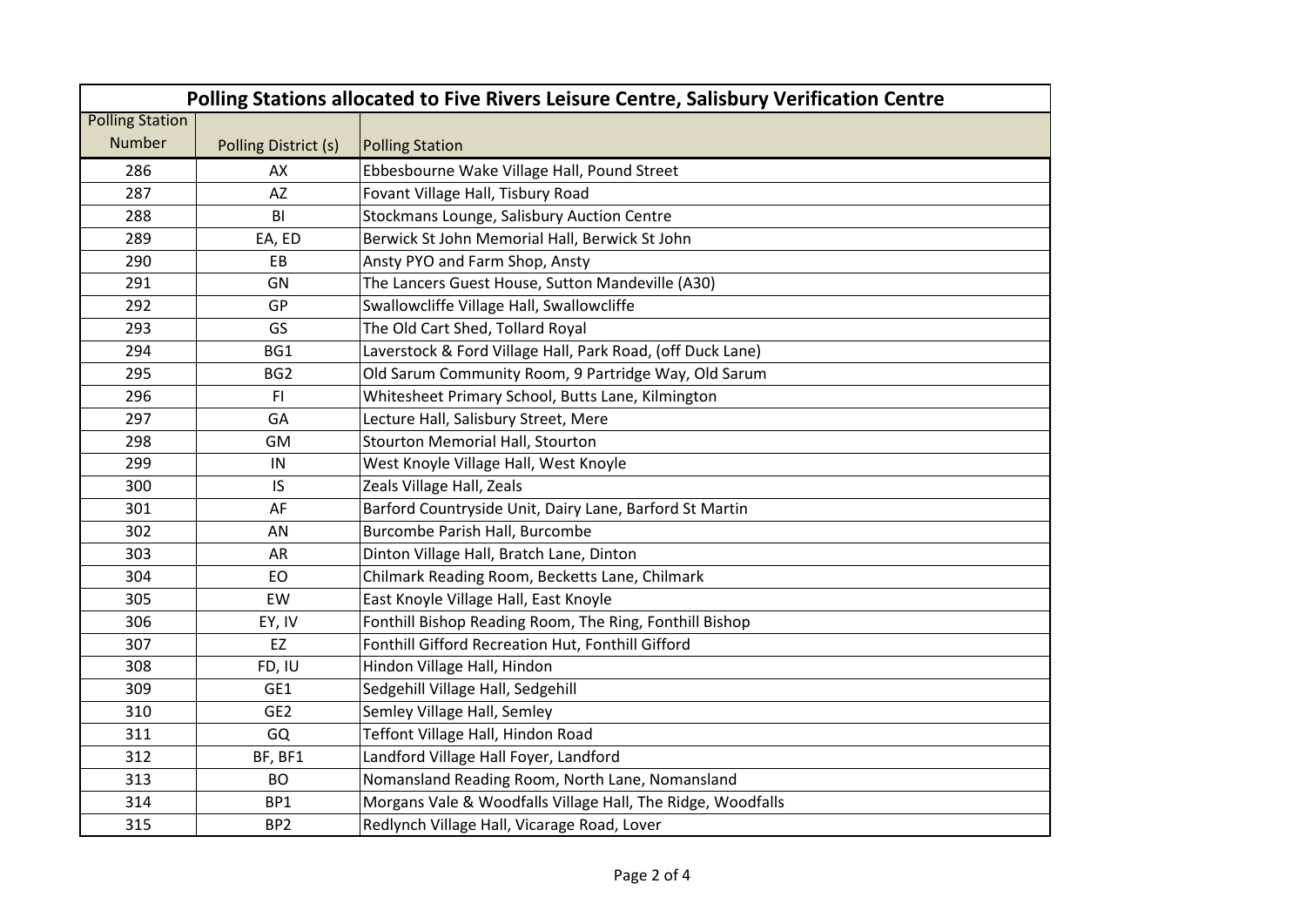| Polling Stations allocated to Five Rivers Leisure Centre, Salisbury Verification Centre | | |
|---|---|---|
| Polling Station Number | Polling District (s) | Polling Station |
| 286 | AX | Ebbesbourne Wake Village Hall, Pound Street |
| 287 | AZ | Fovant Village Hall, Tisbury Road |
| 288 | BI | Stockmans Lounge, Salisbury Auction Centre |
| 289 | EA, ED | Berwick St John Memorial Hall, Berwick St John |
| 290 | EB | Ansty PYO and Farm Shop, Ansty |
| 291 | GN | The Lancers Guest House, Sutton Mandeville (A30) |
| 292 | GP | Swallowcliffe Village Hall, Swallowcliffe |
| 293 | GS | The Old Cart Shed, Tollard Royal |
| 294 | BG1 | Laverstock & Ford Village Hall, Park Road, (off Duck Lane) |
| 295 | BG2 | Old Sarum Community Room, 9 Partridge Way, Old Sarum |
| 296 | FI | Whitesheet Primary School, Butts Lane, Kilmington |
| 297 | GA | Lecture Hall, Salisbury Street, Mere |
| 298 | GM | Stourton Memorial Hall, Stourton |
| 299 | IN | West Knoyle Village Hall, West Knoyle |
| 300 | IS | Zeals Village Hall, Zeals |
| 301 | AF | Barford Countryside Unit, Dairy Lane, Barford St Martin |
| 302 | AN | Burcombe Parish Hall, Burcombe |
| 303 | AR | Dinton Village Hall, Bratch Lane, Dinton |
| 304 | EO | Chilmark Reading Room, Becketts Lane, Chilmark |
| 305 | EW | East Knoyle Village Hall, East Knoyle |
| 306 | EY, IV | Fonthill Bishop Reading Room, The Ring, Fonthill Bishop |
| 307 | EZ | Fonthill Gifford Recreation Hut, Fonthill Gifford |
| 308 | FD, IU | Hindon Village Hall, Hindon |
| 309 | GE1 | Sedgehill Village Hall, Sedgehill |
| 310 | GE2 | Semley Village Hall, Semley |
| 311 | GQ | Teffont Village Hall, Hindon Road |
| 312 | BF, BF1 | Landford Village Hall Foyer, Landford |
| 313 | BO | Nomansland Reading Room, North Lane, Nomansland |
| 314 | BP1 | Morgans Vale & Woodfalls Village Hall, The Ridge, Woodfalls |
| 315 | BP2 | Redlynch Village Hall, Vicarage Road, Lover |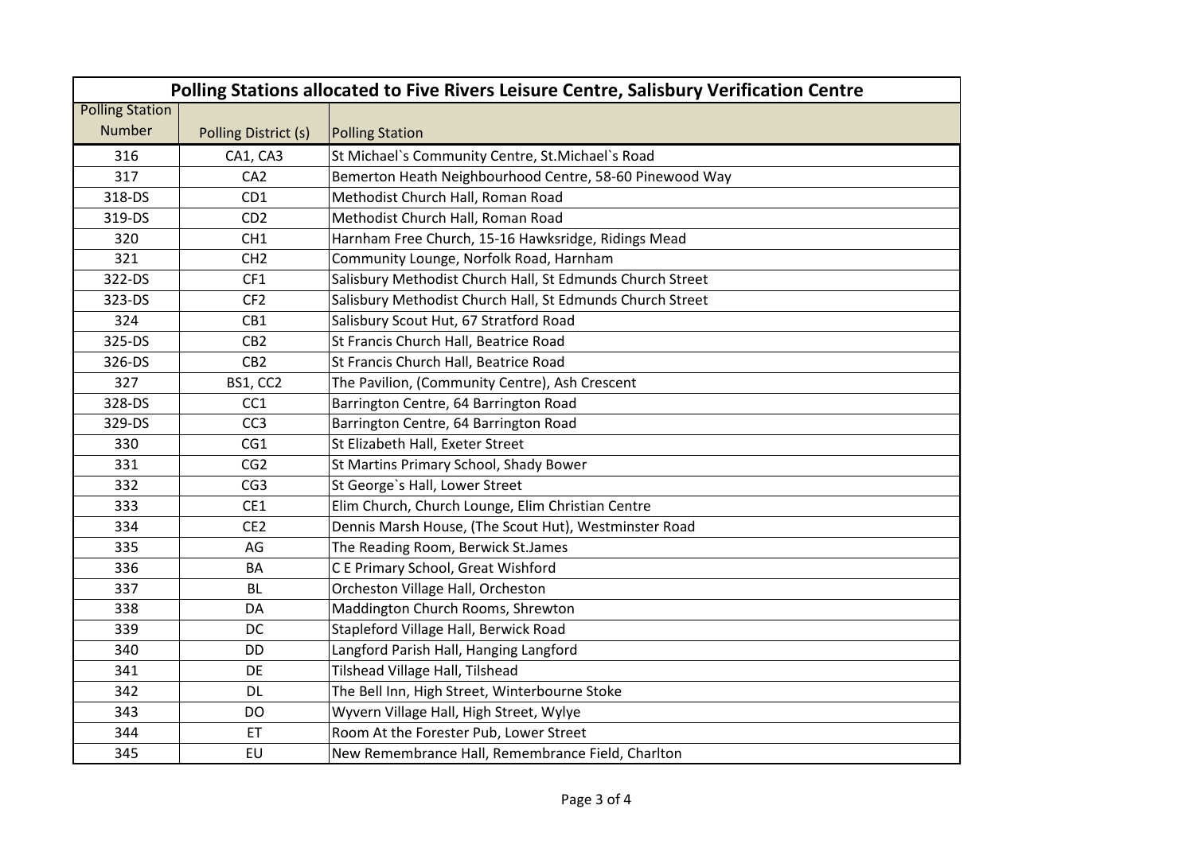| Polling Stations allocated to Five Rivers Leisure Centre, Salisbury Verification Centre | | |
|---|---|---|
| Polling Station Number | Polling District (s) | Polling Station |
| 316 | CA1, CA3 | St Michael`s Community Centre, St.Michael`s Road |
| 317 | CA2 | Bemerton Heath Neighbourhood Centre, 58-60 Pinewood Way |
| 318-DS | CD1 | Methodist Church Hall, Roman Road |
| 319-DS | CD2 | Methodist Church Hall, Roman Road |
| 320 | CH1 | Harnham Free Church, 15-16 Hawksridge, Ridings Mead |
| 321 | CH2 | Community Lounge, Norfolk Road, Harnham |
| 322-DS | CF1 | Salisbury Methodist Church Hall, St Edmunds Church Street |
| 323-DS | CF2 | Salisbury Methodist Church Hall, St Edmunds Church Street |
| 324 | CB1 | Salisbury Scout Hut, 67 Stratford Road |
| 325-DS | CB2 | St Francis Church Hall, Beatrice Road |
| 326-DS | CB2 | St Francis Church Hall, Beatrice Road |
| 327 | BS1, CC2 | The Pavilion, (Community Centre), Ash Crescent |
| 328-DS | CC1 | Barrington Centre, 64 Barrington Road |
| 329-DS | CC3 | Barrington Centre, 64 Barrington Road |
| 330 | CG1 | St Elizabeth Hall, Exeter Street |
| 331 | CG2 | St Martins Primary School, Shady Bower |
| 332 | CG3 | St George`s Hall, Lower Street |
| 333 | CE1 | Elim Church, Church Lounge, Elim Christian Centre |
| 334 | CE2 | Dennis Marsh House, (The Scout Hut), Westminster Road |
| 335 | AG | The Reading Room, Berwick St.James |
| 336 | BA | C E Primary School, Great Wishford |
| 337 | BL | Orcheston Village Hall, Orcheston |
| 338 | DA | Maddington Church Rooms, Shrewton |
| 339 | DC | Stapleford Village Hall, Berwick Road |
| 340 | DD | Langford Parish Hall, Hanging Langford |
| 341 | DE | Tilshead Village Hall, Tilshead |
| 342 | DL | The Bell Inn, High Street, Winterbourne Stoke |
| 343 | DO | Wyvern Village Hall, High Street, Wylye |
| 344 | ET | Room At the Forester Pub, Lower Street |
| 345 | EU | New Remembrance Hall, Remembrance Field, Charlton |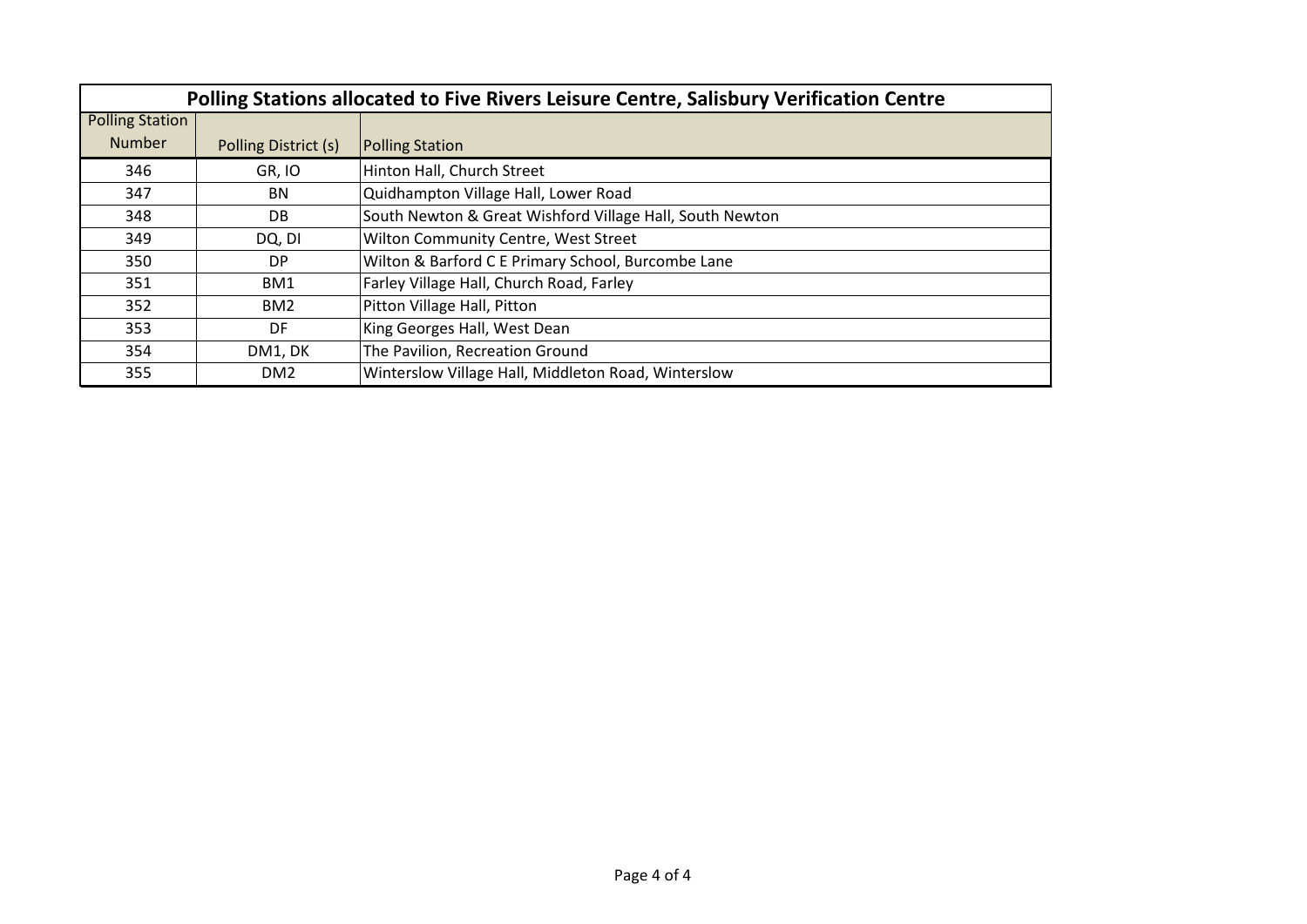| Polling Stations allocated to Five Rivers Leisure Centre, Salisbury Verification Centre | | |
|---|---|---|
| Polling Station Number | Polling District (s) | Polling Station |
| 346 | GR, IO | Hinton Hall, Church Street |
| 347 | BN | Quidhampton Village Hall, Lower Road |
| 348 | DB | South Newton & Great Wishford Village Hall, South Newton |
| 349 | DQ, DI | Wilton Community Centre, West Street |
| 350 | DP | Wilton & Barford C E Primary School, Burcombe Lane |
| 351 | BM1 | Farley Village Hall, Church Road, Farley |
| 352 | BM2 | Pitton Village Hall, Pitton |
| 353 | DF | King Georges Hall, West Dean |
| 354 | DM1, DK | The Pavilion, Recreation Ground |
| 355 | DM2 | Winterslow Village Hall, Middleton Road, Winterslow |